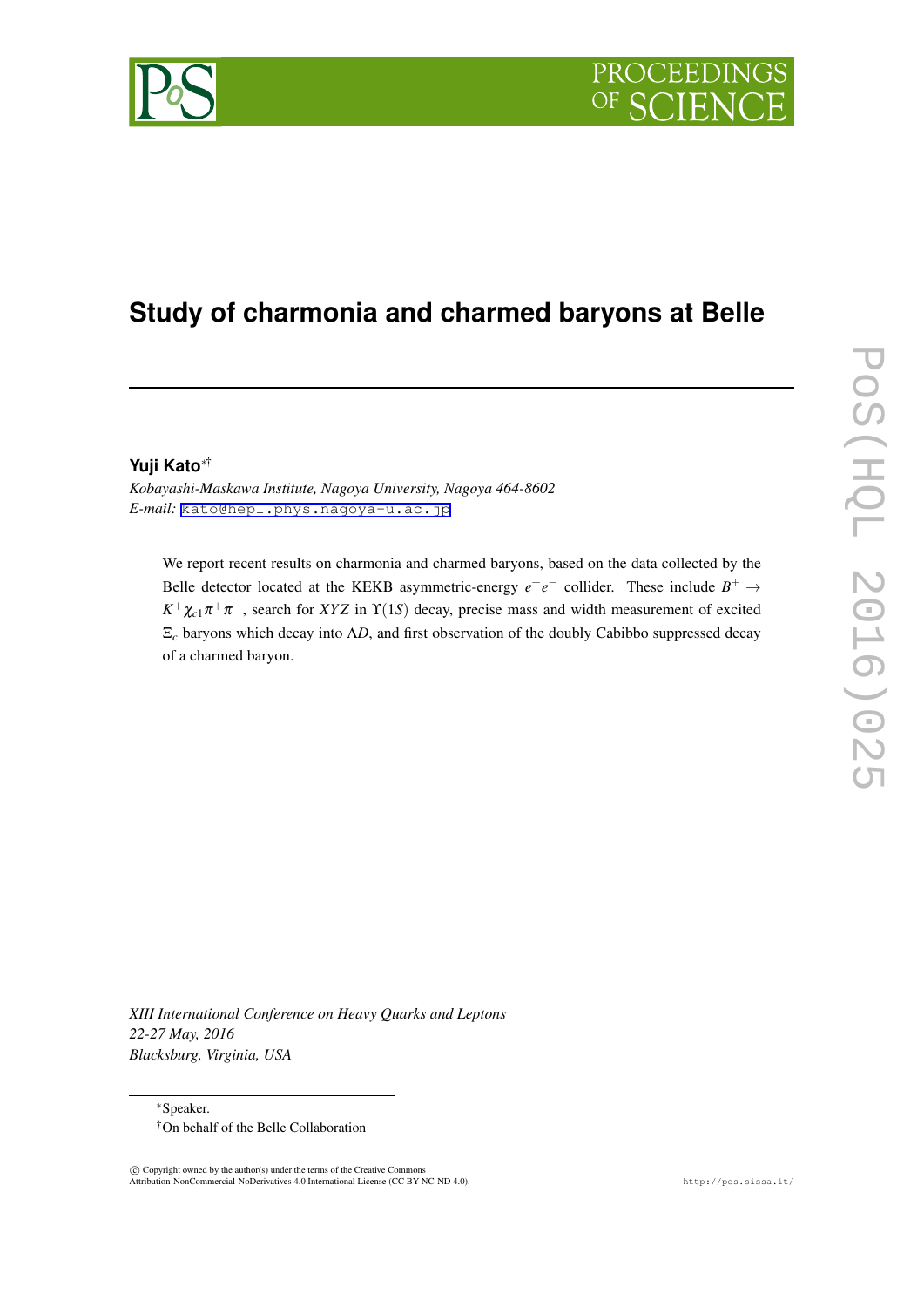# Study of charmonia and charmed baryons at Belle

**Yuji Kato**[*†]

*Kobayashi-Maskawa Institute, Nagoya University, Nagoya 464-8602*
*E-mail:* kato@hepl.phys.nagoya-u.ac.jp

We report recent results on charmonia and charmed baryons, based on the data collected by the Belle detector located at the KEKB asymmetric-energy $e^+e^-$ collider. These include $B^+ \to K^+\chi_{c1}\pi^+\pi^-$, search for $XYZ$ in $\Upsilon(1S)$ decay, precise mass and width measurement of excited $\Xi_c$ baryons which decay into $\Lambda D$, and first observation of the doubly Cabibbo suppressed decay of a charmed baryon.

*XIII International Conference on Heavy Quarks and Leptons*
*22-27 May, 2016*
*Blacksburg, Virginia, USA*

[*]Speaker.
[†]On behalf of the Belle Collaboration

© Copyright owned by the author(s) under the terms of the Creative Commons Attribution-NonCommercial-NoDerivatives 4.0 International License (CC BY-NC-ND 4.0).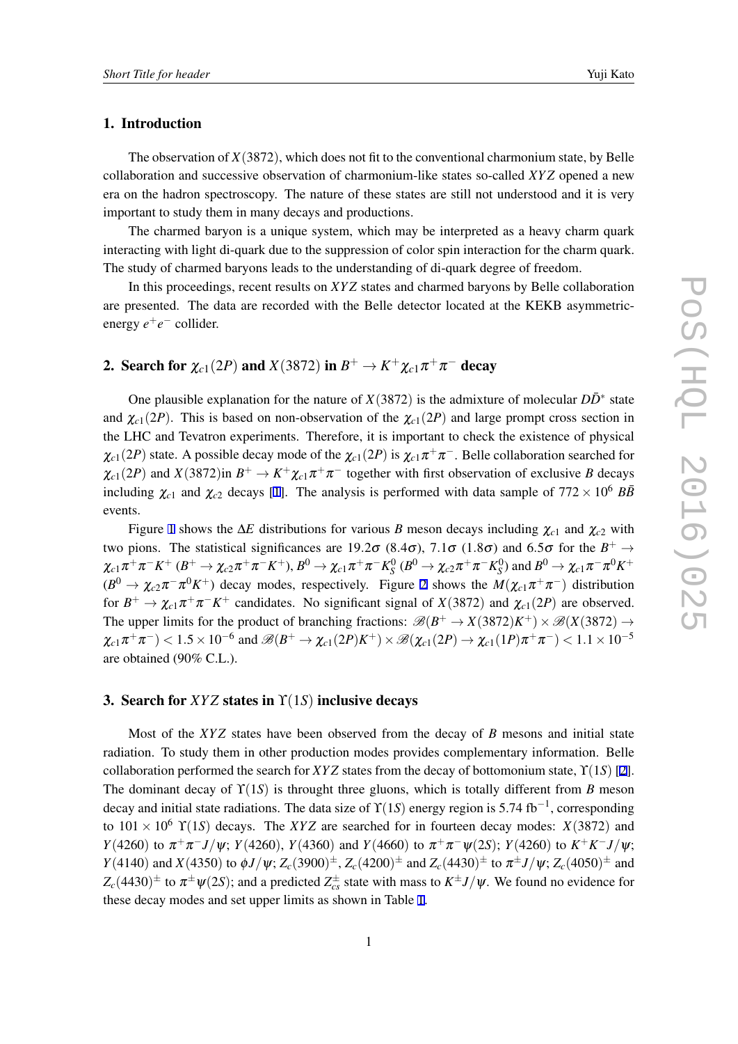## 1. Introduction

The observation of $X(3872)$, which does not fit to the conventional charmonium state, by Belle collaboration and successive observation of charmonium-like states so-called $XYZ$ opened a new era on the hadron spectroscopy. The nature of these states are still not understood and it is very important to study them in many decays and productions.

The charmed baryon is a unique system, which may be interpreted as a heavy charm quark interacting with light di-quark due to the suppression of color spin interaction for the charm quark. The study of charmed baryons leads to the understanding of di-quark degree of freedom.

In this proceedings, recent results on $XYZ$ states and charmed baryons by Belle collaboration are presented. The data are recorded with the Belle detector located at the KEKB asymmetric-energy $e^+e^-$ collider.

## 2. Search for $\chi_{c1}(2P)$ and $X(3872)$ in $B^+ \to K^+\chi_{c1}\pi^+\pi^-$ decay

One plausible explanation for the nature of $X(3872)$ is the admixture of molecular $D\bar{D}^*$ state and $\chi_{c1}(2P)$. This is based on non-observation of the $\chi_{c1}(2P)$ and large prompt cross section in the LHC and Tevatron experiments. Therefore, it is important to check the existence of physical $\chi_{c1}(2P)$ state. A possible decay mode of the $\chi_{c1}(2P)$ is $\chi_{c1}\pi^+\pi^-$. Belle collaboration searched for $\chi_{c1}(2P)$ and $X(3872)$in $B^+ \to K^+\chi_{c1}\pi^+\pi^-$ together with first observation of exclusive $B$ decays including $\chi_{c1}$ and $\chi_{c2}$ decays [1]. The analysis is performed with data sample of $772 \times 10^6$ $B\bar{B}$ events.

Figure 1 shows the $\Delta E$ distributions for various $B$ meson decays including $\chi_{c1}$ and $\chi_{c2}$ with two pions. The statistical significances are $19.2\sigma$ ($8.4\sigma$), $7.1\sigma$ ($1.8\sigma$) and $6.5\sigma$ for the $B^+ \to \chi_{c1}\pi^+\pi^-K^+$ ($B^+ \to \chi_{c2}\pi^+\pi^-K^+$), $B^0 \to \chi_{c1}\pi^+\pi^-K_S^0$ ($B^0 \to \chi_{c2}\pi^+\pi^-K_S^0$) and $B^0 \to \chi_{c1}\pi^-\pi^0K^+$ ($B^0 \to \chi_{c2}\pi^-\pi^0K^+$) decay modes, respectively. Figure 2 shows the $M(\chi_{c1}\pi^+\pi^-)$ distribution for $B^+ \to \chi_{c1}\pi^+\pi^-K^+$ candidates. No significant signal of $X(3872)$ and $\chi_{c1}(2P)$ are observed. The upper limits for the product of branching fractions: $\mathscr{B}(B^+ \to X(3872)K^+) \times \mathscr{B}(X(3872) \to \chi_{c1}\pi^+\pi^-) < 1.5 \times 10^{-6}$ and $\mathscr{B}(B^+ \to \chi_{c1}(2P)K^+) \times \mathscr{B}(\chi_{c1}(2P) \to \chi_{c1}(1P)\pi^+\pi^-) < 1.1 \times 10^{-5}$ are obtained (90% C.L.).

## 3. Search for $XYZ$ states in $\Upsilon(1S)$ inclusive decays

Most of the $XYZ$ states have been observed from the decay of $B$ mesons and initial state radiation. To study them in other production modes provides complementary information. Belle collaboration performed the search for $XYZ$ states from the decay of bottomonium state, $\Upsilon(1S)$ [2]. The dominant decay of $\Upsilon(1S)$ is throught three gluons, which is totally different from $B$ meson decay and initial state radiations. The data size of $\Upsilon(1S)$ energy region is 5.74 fb$^{-1}$, corresponding to $101 \times 10^6$ $\Upsilon(1S)$ decays. The $XYZ$ are searched for in fourteen decay modes: $X(3872)$ and $Y(4260)$ to $\pi^+\pi^-J/\psi$; $Y(4260)$, $Y(4360)$ and $Y(4660)$ to $\pi^+\pi^-\psi(2S)$; $Y(4260)$ to $K^+K^-J/\psi$; $Y(4140)$ and $X(4350)$ to $\phi J/\psi$; $Z_c(3900)^\pm$, $Z_c(4200)^\pm$ and $Z_c(4430)^\pm$ to $\pi^\pm J/\psi$; $Z_c(4050)^\pm$ and $Z_c(4430)^\pm$ to $\pi^\pm\psi(2S)$; and a predicted $Z_{cs}^\pm$ state with mass to $K^\pm J/\psi$. We found no evidence for these decay modes and set upper limits as shown in Table 1.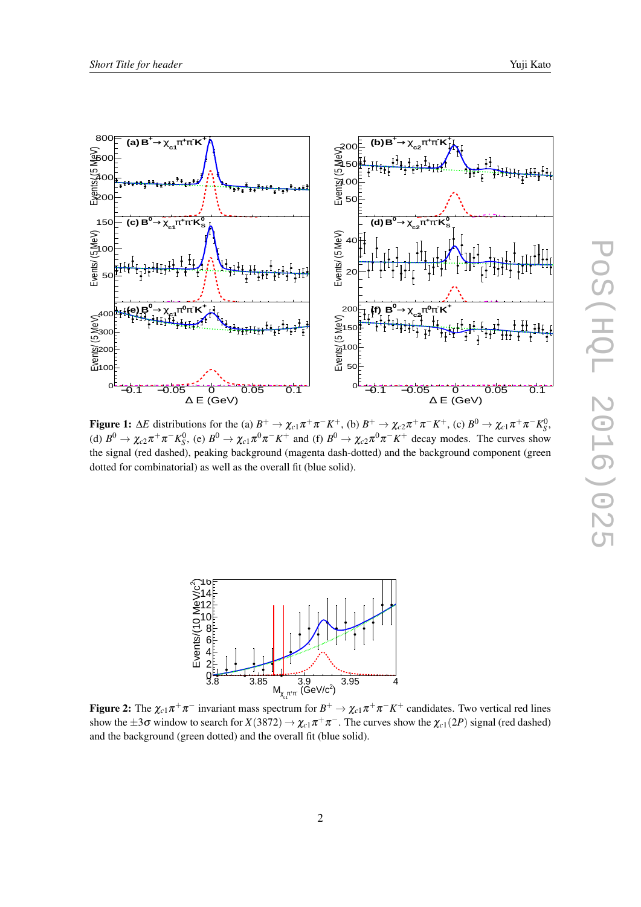**Figure 1:** $\Delta E$ distributions for the (a) $B^+ \to \chi_{c1}\pi^+\pi^-K^+$, (b) $B^+ \to \chi_{c2}\pi^+\pi^-K^+$, (c) $B^0 \to \chi_{c1}\pi^+\pi^-K_S^0$, (d) $B^0 \to \chi_{c2}\pi^+\pi^-K_S^0$, (e) $B^0 \to \chi_{c1}\pi^0\pi^-K^+$ and (f) $B^0 \to \chi_{c2}\pi^0\pi^-K^+$ decay modes. The curves show the signal (red dashed), peaking background (magenta dash-dotted) and the background component (green dotted for combinatorial) as well as the overall fit (blue solid).

**Figure 2:** The $\chi_{c1}\pi^+\pi^-$ invariant mass spectrum for $B^+ \to \chi_{c1}\pi^+\pi^-K^+$ candidates. Two vertical red lines show the $\pm 3\sigma$ window to search for $X(3872) \to \chi_{c1}\pi^+\pi^-$. The curves show the $\chi_{c1}(2P)$ signal (red dashed) and the background (green dotted) and the overall fit (blue solid).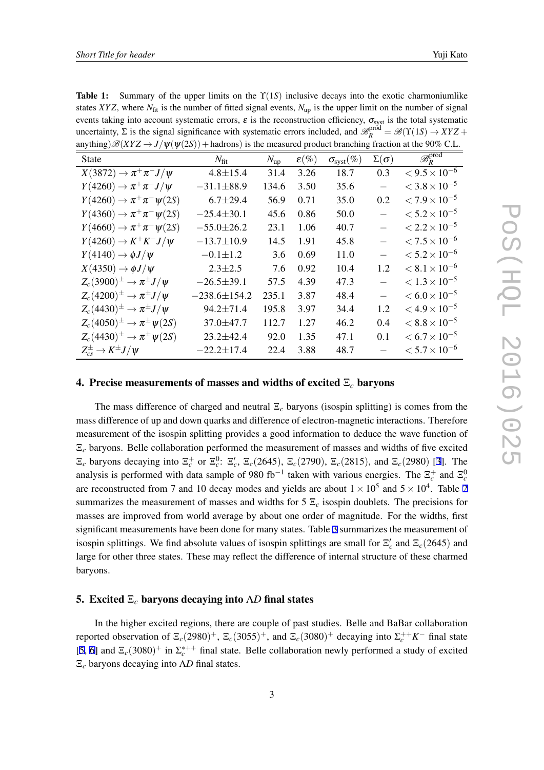**Table 1:** Summary of the upper limits on the $\Upsilon(1S)$ inclusive decays into the exotic charmoniumlike states $XYZ$, where $N_{\rm fit}$ is the number of fitted signal events, $N_{\rm up}$ is the upper limit on the number of signal events taking into account systematic errors, $\varepsilon$ is the reconstruction efficiency, $\sigma_{\rm syst}$ is the total systematic uncertainty, $\Sigma$ is the signal significance with systematic errors included, and $\mathscr{B}_R^{\rm prod} = \mathscr{B}(\Upsilon(1S) \to XYZ + \text{anything})\mathscr{B}(XYZ \to J/\psi(\psi(2S)) + \text{hadrons})$ is the measured product branching fraction at the 90% C.L.

| State | $N_{\rm fit}$ | $N_{\rm up}$ | $\varepsilon(\%)$ | $\sigma_{\rm syst}(\%)$ | $\Sigma(\sigma)$ | $\mathscr{B}_R^{\rm prod}$ |
|---|---|---|---|---|---|---|
| $X(3872) \to \pi^+\pi^- J/\psi$ | $4.8\pm15.4$ | 31.4 | 3.26 | 18.7 | 0.3 | $< 9.5\times10^{-6}$ |
| $Y(4260) \to \pi^+\pi^- J/\psi$ | $-31.1\pm88.9$ | 134.6 | 3.50 | 35.6 | – | $< 3.8\times10^{-5}$ |
| $Y(4260) \to \pi^+\pi^- \psi(2S)$ | $6.7\pm29.4$ | 56.9 | 0.71 | 35.0 | 0.2 | $< 7.9\times10^{-5}$ |
| $Y(4360) \to \pi^+\pi^- \psi(2S)$ | $-25.4\pm30.1$ | 45.6 | 0.86 | 50.0 | – | $< 5.2\times10^{-5}$ |
| $Y(4660) \to \pi^+\pi^- \psi(2S)$ | $-55.0\pm26.2$ | 23.1 | 1.06 | 40.7 | – | $< 2.2\times10^{-5}$ |
| $Y(4260) \to K^+K^- J/\psi$ | $-13.7\pm10.9$ | 14.5 | 1.91 | 45.8 | – | $< 7.5\times10^{-6}$ |
| $Y(4140) \to \phi J/\psi$ | $-0.1\pm1.2$ | 3.6 | 0.69 | 11.0 | – | $< 5.2\times10^{-6}$ |
| $X(4350) \to \phi J/\psi$ | $2.3\pm2.5$ | 7.6 | 0.92 | 10.4 | 1.2 | $< 8.1\times10^{-6}$ |
| $Z_c(3900)^\pm \to \pi^\pm J/\psi$ | $-26.5\pm39.1$ | 57.5 | 4.39 | 47.3 | – | $< 1.3\times10^{-5}$ |
| $Z_c(4200)^\pm \to \pi^\pm J/\psi$ | $-238.6\pm154.2$ | 235.1 | 3.87 | 48.4 | – | $< 6.0\times10^{-5}$ |
| $Z_c(4430)^\pm \to \pi^\pm J/\psi$ | $94.2\pm71.4$ | 195.8 | 3.97 | 34.4 | 1.2 | $< 4.9\times10^{-5}$ |
| $Z_c(4050)^\pm \to \pi^\pm \psi(2S)$ | $37.0\pm47.7$ | 112.7 | 1.27 | 46.2 | 0.4 | $< 8.8\times10^{-5}$ |
| $Z_c(4430)^\pm \to \pi^\pm \psi(2S)$ | $23.2\pm42.4$ | 92.0 | 1.35 | 47.1 | 0.1 | $< 6.7\times10^{-5}$ |
| $Z_{cs}^\pm \to K^\pm J/\psi$ | $-22.2\pm17.4$ | 22.4 | 3.88 | 48.7 | – | $< 5.7\times10^{-6}$ |

## 4. Precise measurements of masses and widths of excited $\Xi_c$ baryons

The mass difference of charged and neutral $\Xi_c$ baryons (isospin splitting) is comes from the mass difference of up and down quarks and difference of electron-magnetic interactions. Therefore measurement of the isospin splitting provides a good information to deduce the wave function of $\Xi_c$ baryons. Belle collaboration performed the measurement of masses and widths of five excited $\Xi_c$ baryons decaying into $\Xi_c^+$ or $\Xi_c^0$: $\Xi_c'$, $\Xi_c(2645)$, $\Xi_c(2790)$, $\Xi_c(2815)$, and $\Xi_c(2980)$ [3]. The analysis is performed with data sample of 980 fb$^{-1}$ taken with various energies. The $\Xi_c^+$ and $\Xi_c^0$ are reconstructed from 7 and 10 decay modes and yields are about $1\times10^5$ and $5\times10^4$. Table 2 summarizes the measurement of masses and widths for 5 $\Xi_c$ isospin doublets. The precisions for masses are improved from world average by about one order of magnitude. For the widths, first significant measurements have been done for many states. Table 3 summarizes the measurement of isospin splittings. We find absolute values of isospin splittings are small for $\Xi_c'$ and $\Xi_c(2645)$ and large for other three states. These may reflect the difference of internal structure of these charmed baryons.

## 5. Excited $\Xi_c$ baryons decaying into $\Lambda D$ final states

In the higher excited regions, there are couple of past studies. Belle and BaBar collaboration reported observation of $\Xi_c(2980)^+$, $\Xi_c(3055)^+$, and $\Xi_c(3080)^+$ decaying into $\Sigma_c^{++}K^-$ final state [5, 6] and $\Xi_c(3080)^+$ in $\Sigma_c^{*++}$ final state. Belle collaboration newly performed a study of excited $\Xi_c$ baryons decaying into $\Lambda D$ final states.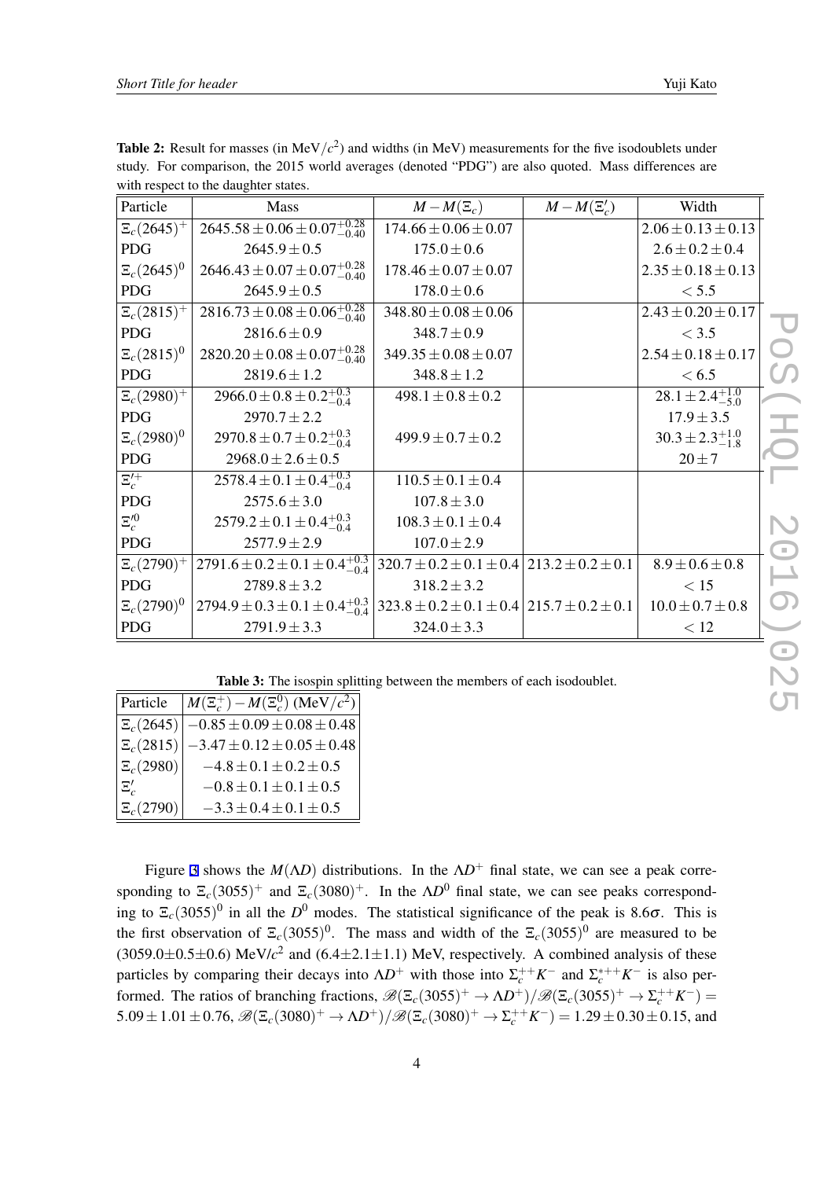**Table 2:** Result for masses (in MeV/$c^2$) and widths (in MeV) measurements for the five isodoublets under study. For comparison, the 2015 world averages (denoted "PDG") are also quoted. Mass differences are with respect to the daughter states.

| Particle | Mass | $M - M(\Xi_c)$ | $M - M(\Xi_c')$ | Width |
|---|---|---|---|---|
| $\Xi_c(2645)^+$ | $2645.58 \pm 0.06 \pm 0.07^{+0.28}_{-0.40}$ | $174.66 \pm 0.06 \pm 0.07$ | | $2.06 \pm 0.13 \pm 0.13$ |
| PDG | $2645.9 \pm 0.5$ | $175.0 \pm 0.6$ | | $2.6 \pm 0.2 \pm 0.4$ |
| $\Xi_c(2645)^0$ | $2646.43 \pm 0.07 \pm 0.07^{+0.28}_{-0.40}$ | $178.46 \pm 0.07 \pm 0.07$ | | $2.35 \pm 0.18 \pm 0.13$ |
| PDG | $2645.9 \pm 0.5$ | $178.0 \pm 0.6$ | | $< 5.5$ |
| $\Xi_c(2815)^+$ | $2816.73 \pm 0.08 \pm 0.06^{+0.28}_{-0.40}$ | $348.80 \pm 0.08 \pm 0.06$ | | $2.43 \pm 0.20 \pm 0.17$ |
| PDG | $2816.6 \pm 0.9$ | $348.7 \pm 0.9$ | | $< 3.5$ |
| $\Xi_c(2815)^0$ | $2820.20 \pm 0.08 \pm 0.07^{+0.28}_{-0.40}$ | $349.35 \pm 0.08 \pm 0.07$ | | $2.54 \pm 0.18 \pm 0.17$ |
| PDG | $2819.6 \pm 1.2$ | $348.8 \pm 1.2$ | | $< 6.5$ |
| $\Xi_c(2980)^+$ | $2966.0 \pm 0.8 \pm 0.2^{+0.3}_{-0.4}$ | $498.1 \pm 0.8 \pm 0.2$ | | $28.1 \pm 2.4^{+1.0}_{-5.0}$ |
| PDG | $2970.7 \pm 2.2$ | | | $17.9 \pm 3.5$ |
| $\Xi_c(2980)^0$ | $2970.8 \pm 0.7 \pm 0.2^{+0.3}_{-0.4}$ | $499.9 \pm 0.7 \pm 0.2$ | | $30.3 \pm 2.3^{+1.0}_{-1.8}$ |
| PDG | $2968.0 \pm 2.6 \pm 0.5$ | | | $20 \pm 7$ |
| $\Xi_c'^+$ | $2578.4 \pm 0.1 \pm 0.4^{+0.3}_{-0.4}$ | $110.5 \pm 0.1 \pm 0.4$ | | |
| PDG | $2575.6 \pm 3.0$ | $107.8 \pm 3.0$ | | |
| $\Xi_c'^0$ | $2579.2 \pm 0.1 \pm 0.4^{+0.3}_{-0.4}$ | $108.3 \pm 0.1 \pm 0.4$ | | |
| PDG | $2577.9 \pm 2.9$ | $107.0 \pm 2.9$ | | |
| $\Xi_c(2790)^+$ | $2791.6 \pm 0.2 \pm 0.1 \pm 0.4^{+0.3}_{-0.4}$ | $320.7 \pm 0.2 \pm 0.1 \pm 0.4$ | $213.2 \pm 0.2 \pm 0.1$ | $8.9 \pm 0.6 \pm 0.8$ |
| PDG | $2789.8 \pm 3.2$ | $318.2 \pm 3.2$ | | $< 15$ |
| $\Xi_c(2790)^0$ | $2794.9 \pm 0.3 \pm 0.1 \pm 0.4^{+0.3}_{-0.4}$ | $323.8 \pm 0.2 \pm 0.1 \pm 0.4$ | $215.7 \pm 0.2 \pm 0.1$ | $10.0 \pm 0.7 \pm 0.8$ |
| PDG | $2791.9 \pm 3.3$ | $324.0 \pm 3.3$ | | $< 12$ |

**Table 3:** The isospin splitting between the members of each isodoublet.

| Particle | $M(\Xi_c^+) - M(\Xi_c^0)$ (MeV/$c^2$) |
|---|---|
| $\Xi_c(2645)$ | $-0.85 \pm 0.09 \pm 0.08 \pm 0.48$ |
| $\Xi_c(2815)$ | $-3.47 \pm 0.12 \pm 0.05 \pm 0.48$ |
| $\Xi_c(2980)$ | $-4.8 \pm 0.1 \pm 0.2 \pm 0.5$ |
| $\Xi_c'$ | $-0.8 \pm 0.1 \pm 0.1 \pm 0.5$ |
| $\Xi_c(2790)$ | $-3.3 \pm 0.4 \pm 0.1 \pm 0.5$ |

Figure 3 shows the $M(\Lambda D)$ distributions. In the $\Lambda D^+$ final state, we can see a peak corresponding to $\Xi_c(3055)^+$ and $\Xi_c(3080)^+$. In the $\Lambda D^0$ final state, we can see peaks corresponding to $\Xi_c(3055)^0$ in all the $D^0$ modes. The statistical significance of the peak is $8.6\sigma$. This is the first observation of $\Xi_c(3055)^0$. The mass and width of the $\Xi_c(3055)^0$ are measured to be $(3059.0 \pm 0.5 \pm 0.6)$ MeV/$c^2$ and $(6.4 \pm 2.1 \pm 1.1)$ MeV, respectively. A combined analysis of these particles by comparing their decays into $\Lambda D^+$ with those into $\Sigma_c^{++}K^-$ and $\Sigma_c^{*++}K^-$ is also performed. The ratios of branching fractions, $\mathscr{B}(\Xi_c(3055)^+ \to \Lambda D^+)/\mathscr{B}(\Xi_c(3055)^+ \to \Sigma_c^{++}K^-) = 5.09 \pm 1.01 \pm 0.76$, $\mathscr{B}(\Xi_c(3080)^+ \to \Lambda D^+)/\mathscr{B}(\Xi_c(3080)^+ \to \Sigma_c^{++}K^-) = 1.29 \pm 0.30 \pm 0.15$, and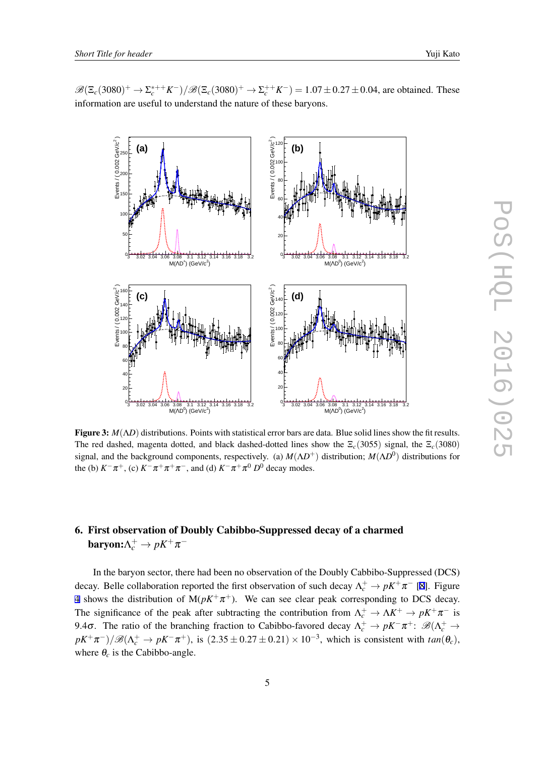$\mathscr{B}(\Xi_c(3080)^+ \to \Sigma_c^{*++} K^-)/\mathscr{B}(\Xi_c(3080)^+ \to \Sigma_c^{++} K^-) = 1.07 \pm 0.27 \pm 0.04$, are obtained. These information are useful to understand the nature of these baryons.

**Figure 3:** $M(\Lambda D)$ distributions. Points with statistical error bars are data. Blue solid lines show the fit results. The red dashed, magenta dotted, and black dashed-dotted lines show the $\Xi_c(3055)$ signal, the $\Xi_c(3080)$ signal, and the background components, respectively. (a) $M(\Lambda D^+)$ distribution; $M(\Lambda D^0)$ distributions for the (b) $K^-\pi^+$, (c) $K^-\pi^+\pi^+\pi^-$, and (d) $K^-\pi^+\pi^0$ $D^0$ decay modes.

## 6. First observation of Doubly Cabibbo-Suppressed decay of a charmed baryon: $\Lambda_c^+ \to pK^+\pi^-$

In the baryon sector, there had been no observation of the Doubly Cabbibo-Suppressed (DCS) decay. Belle collaboration reported the first observation of such decay $\Lambda_c^+ \to pK^+\pi^-$ [8]. Figure 4 shows the distribution of M($pK^+\pi^+$). We can see clear peak corresponding to DCS decay. The significance of the peak after subtracting the contribution from $\Lambda_c^+ \to \Lambda K^+ \to pK^+\pi^-$ is $9.4\sigma$. The ratio of the branching fraction to Cabibbo-favored decay $\Lambda_c^+ \to pK^-\pi^+$: $\mathscr{B}(\Lambda_c^+ \to pK^+\pi^-)/\mathscr{B}(\Lambda_c^+ \to pK^-\pi^+)$, is $(2.35 \pm 0.27 \pm 0.21) \times 10^{-3}$, which is consistent with $tan(\theta_c)$, where $\theta_c$ is the Cabibbo-angle.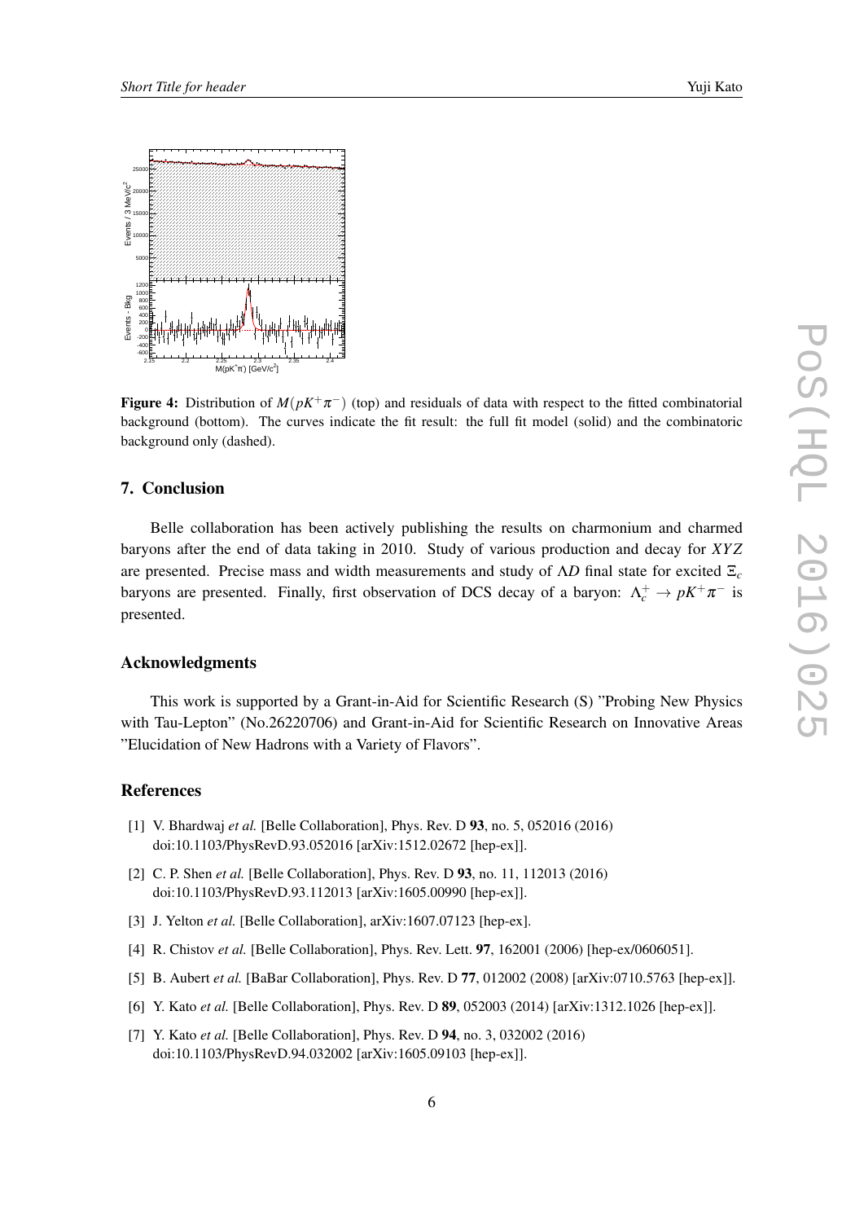**Figure 4:** Distribution of $M(pK^+\pi^-)$ (top) and residuals of data with respect to the fitted combinatorial background (bottom). The curves indicate the fit result: the full fit model (solid) and the combinatoric background only (dashed).

## 7. Conclusion

Belle collaboration has been actively publishing the results on charmonium and charmed baryons after the end of data taking in 2010. Study of various production and decay for $XYZ$ are presented. Precise mass and width measurements and study of $\Lambda D$ final state for excited $\Xi_c$ baryons are presented. Finally, first observation of DCS decay of a baryon: $\Lambda_c^+ \to pK^+\pi^-$ is presented.

## Acknowledgments

This work is supported by a Grant-in-Aid for Scientific Research (S) "Probing New Physics with Tau-Lepton" (No.26220706) and Grant-in-Aid for Scientific Research on Innovative Areas "Elucidation of New Hadrons with a Variety of Flavors".

## References

[1] V. Bhardwaj *et al.* [Belle Collaboration], Phys. Rev. D **93**, no. 5, 052016 (2016) doi:10.1103/PhysRevD.93.052016 [arXiv:1512.02672 [hep-ex]].

[2] C. P. Shen *et al.* [Belle Collaboration], Phys. Rev. D **93**, no. 11, 112013 (2016) doi:10.1103/PhysRevD.93.112013 [arXiv:1605.00990 [hep-ex]].

[3] J. Yelton *et al.* [Belle Collaboration], arXiv:1607.07123 [hep-ex].

[4] R. Chistov *et al.* [Belle Collaboration], Phys. Rev. Lett. **97**, 162001 (2006) [hep-ex/0606051].

[5] B. Aubert *et al.* [BaBar Collaboration], Phys. Rev. D **77**, 012002 (2008) [arXiv:0710.5763 [hep-ex]].

[6] Y. Kato *et al.* [Belle Collaboration], Phys. Rev. D **89**, 052003 (2014) [arXiv:1312.1026 [hep-ex]].

[7] Y. Kato *et al.* [Belle Collaboration], Phys. Rev. D **94**, no. 3, 032002 (2016) doi:10.1103/PhysRevD.94.032002 [arXiv:1605.09103 [hep-ex]].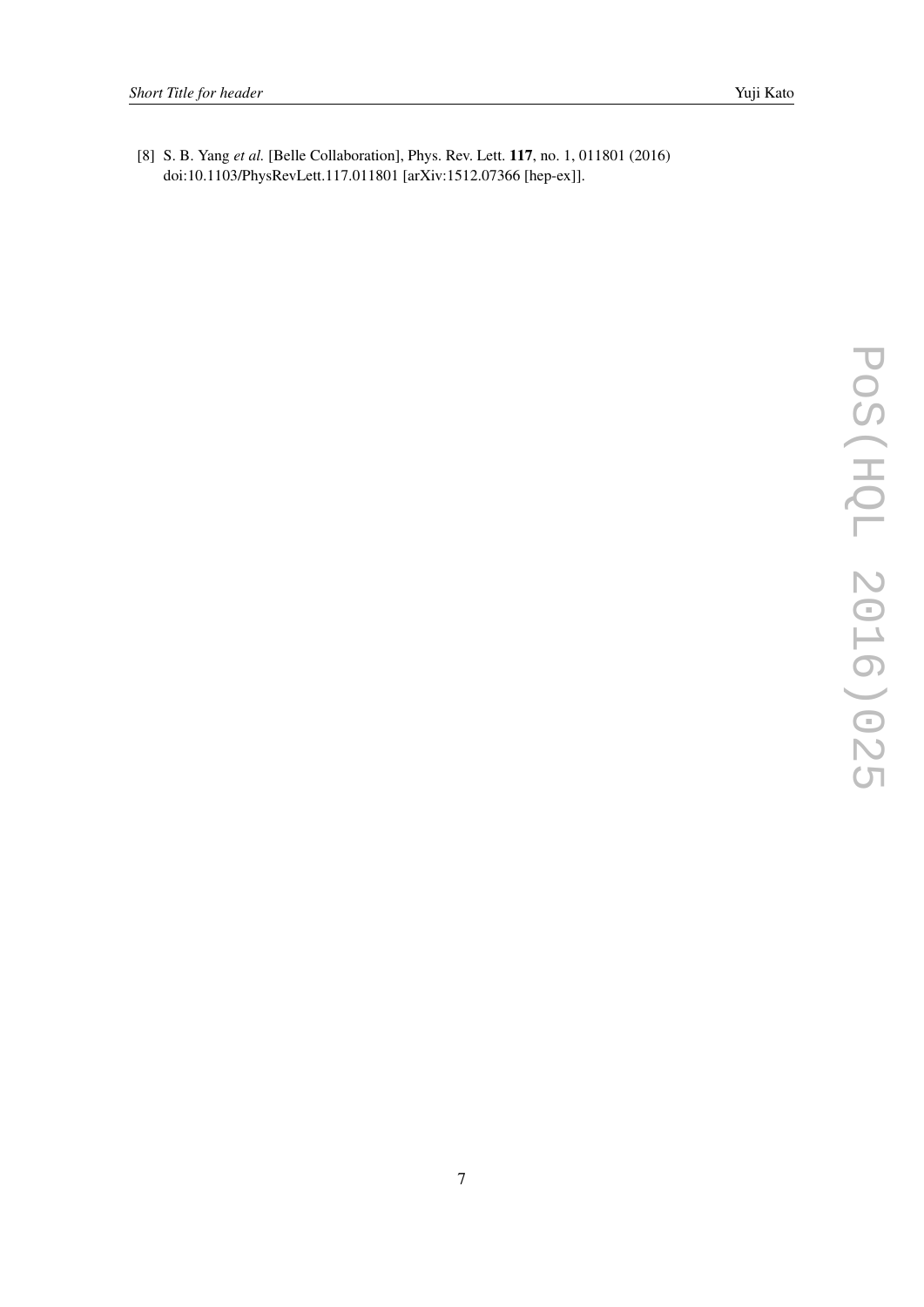[8] S. B. Yang *et al.* [Belle Collaboration], Phys. Rev. Lett. **117**, no. 1, 011801 (2016) doi:10.1103/PhysRevLett.117.011801 [arXiv:1512.07366 [hep-ex]].